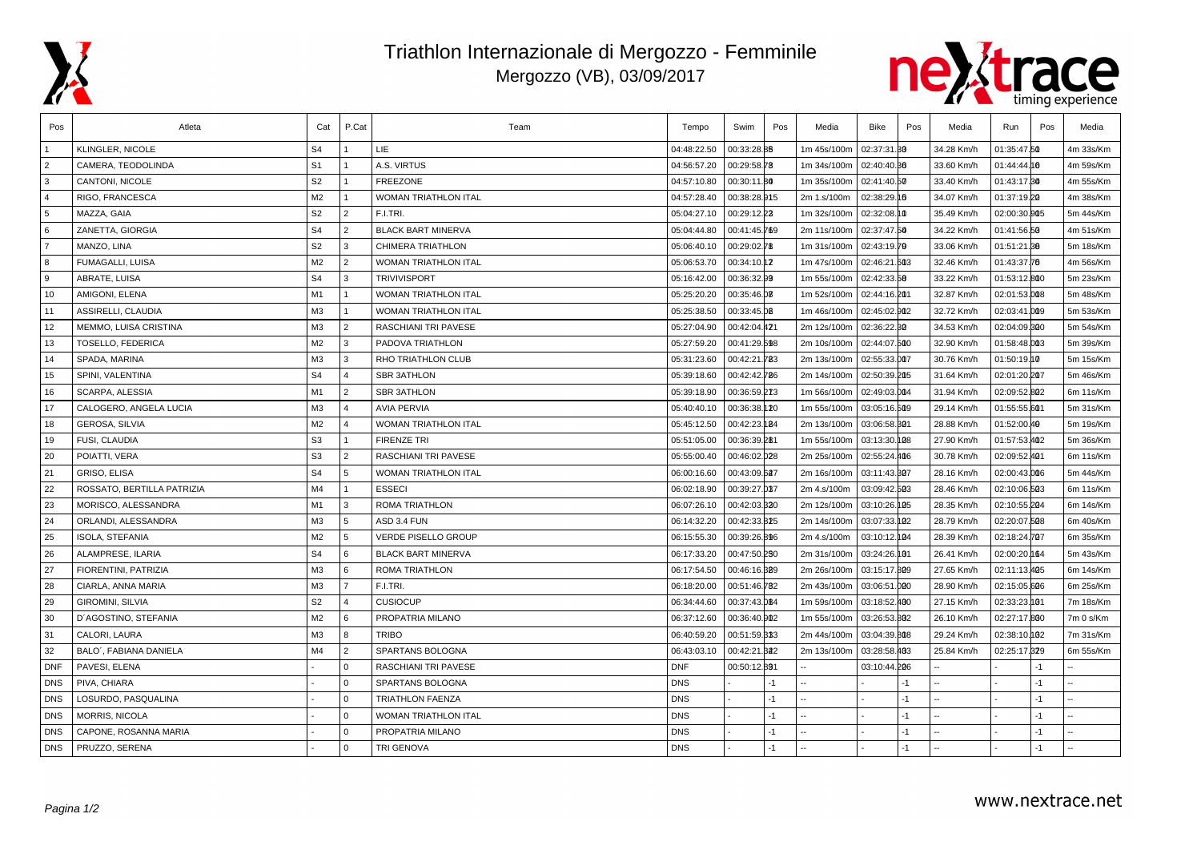# Triathlon Internazionale di Mergozzo - Femminile

Mergozzo (VB), 03/09/2017

| Pos | Atleta | Cat | P.Cat | Team | Tempo | Swim | Pos | Media | Bike | Pos | Media | Run | Pos | Media |
|---|---|---|---|---|---|---|---|---|---|---|---|---|---|---|
| 1 | KLINGLER, NICOLE | S4 | 1 | LIE | 04:48:22.50 | 00:33:28.86 | | 1m 45s/100m | 02:37:31.30 | | 34.28 Km/h | 01:35:47.50 | | 4m 33s/Km |
| 2 | CAMERA, TEODOLINDA | S1 | 1 | A.S. VIRTUS | 04:56:57.20 | 00:29:58.78 | | 1m 34s/100m | 02:40:40.30 | | 33.60 Km/h | 01:44:44.10 | | 4m 59s/Km |
| 3 | CANTONI, NICOLE | S2 | 1 | FREEZONE | 04:57:10.80 | 00:30:11.80 | | 1m 35s/100m | 02:41:40.50 | | 33.40 Km/h | 01:43:17.30 | | 4m 55s/Km |
| 4 | RIGO, FRANCESCA | M2 | 1 | WOMAN TRIATHLON ITAL | 04:57:28.40 | 00:38:28.915 | | 2m 1.s/100m | 02:38:29.16 | | 34.07 Km/h | 01:37:19.20 | | 4m 38s/Km |
| 5 | MAZZA, GAIA | S2 | 2 | F.I.TRI. | 05:04:27.10 | 00:29:12.22 | | 1m 32s/100m | 02:32:08.10 | | 35.49 Km/h | 02:00:30.905 | | 5m 44s/Km |
| 6 | ZANETTA, GIORGIA | S4 | 2 | BLACK BART MINERVA | 05:04:44.80 | 00:41:45.719 | | 2m 11s/100m | 02:37:47.50 | | 34.22 Km/h | 01:41:56.50 | | 4m 51s/Km |
| 7 | MANZO, LINA | S2 | 3 | CHIMERA TRIATHLON | 05:06:40.10 | 00:29:02.78 | | 1m 31s/100m | 02:43:19.70 | | 33.06 Km/h | 01:51:21.30 | | 5m 18s/Km |
| 8 | FUMAGALLI, LUISA | M2 | 2 | WOMAN TRIATHLON ITAL | 05:06:53.70 | 00:34:10.12 | | 1m 47s/100m | 02:46:21.503 | | 32.46 Km/h | 01:43:37.70 | | 4m 56s/Km |
| 9 | ABRATE, LUISA | S4 | 3 | TRIVIVISPORT | 05:16:42.00 | 00:36:32.99 | | 1m 55s/100m | 02:42:33.50 | | 33.22 Km/h | 01:53:12.800 | | 5m 23s/Km |
| 10 | AMIGONI, ELENA | M1 | 1 | WOMAN TRIATHLON ITAL | 05:25:20.20 | 00:35:46.08 | | 1m 52s/100m | 02:44:16.201 | | 32.87 Km/h | 02:01:53.008 | | 5m 48s/Km |
| 11 | ASSIRELLI, CLAUDIA | M3 | 1 | WOMAN TRIATHLON ITAL | 05:25:38.50 | 00:33:45.08 | | 1m 46s/100m | 02:45:02.902 | | 32.72 Km/h | 02:03:41.009 | | 5m 53s/Km |
| 12 | MEMMO, LUISA CRISTINA | M3 | 2 | RASCHIANI TRI PAVESE | 05:27:04.90 | 00:42:04.421 | | 2m 12s/100m | 02:36:22.30 | | 34.53 Km/h | 02:04:09.300 | | 5m 54s/Km |
| 13 | TOSELLO, FEDERICA | M2 | 3 | PADOVA TRIATHLON | 05:27:59.20 | 00:41:29.598 | | 2m 10s/100m | 02:44:07.500 | | 32.90 Km/h | 01:58:48.003 | | 5m 39s/Km |
| 14 | SPADA, MARINA | M3 | 3 | RHO TRIATHLON CLUB | 05:31:23.60 | 00:42:21.723 | | 2m 13s/100m | 02:55:33.007 | | 30.76 Km/h | 01:50:19.10 | | 5m 15s/Km |
| 15 | SPINI, VALENTINA | S4 | 4 | SBR 3ATHLON | 05:39:18.60 | 00:42:42.726 | | 2m 14s/100m | 02:50:39.205 | | 31.64 Km/h | 02:01:20.207 | | 5m 46s/Km |
| 16 | SCARPA, ALESSIA | M1 | 2 | SBR 3ATHLON | 05:39:18.90 | 00:36:59.213 | | 1m 56s/100m | 02:49:03.004 | | 31.94 Km/h | 02:09:52.802 | | 6m 11s/Km |
| 17 | CALOGERO, ANGELA LUCIA | M3 | 4 | AVIA PERVIA | 05:40:40.10 | 00:36:38.120 | | 1m 55s/100m | 03:05:16.509 | | 29.14 Km/h | 01:55:55.601 | | 5m 31s/Km |
| 18 | GEROSA, SILVIA | M2 | 4 | WOMAN TRIATHLON ITAL | 05:45:12.50 | 00:42:23.124 | | 2m 13s/100m | 03:06:58.301 | | 28.88 Km/h | 01:52:00.40 | | 5m 19s/Km |
| 19 | FUSI, CLAUDIA | S3 | 1 | FIRENZE TRI | 05:51:05.00 | 00:36:39.211 | | 1m 55s/100m | 03:13:30.108 | | 27.90 Km/h | 01:57:53.402 | | 5m 36s/Km |
| 20 | POIATTI, VERA | S3 | 2 | RASCHIANI TRI PAVESE | 05:55:00.40 | 00:46:02.028 | | 2m 25s/100m | 02:55:24.406 | | 30.78 Km/h | 02:09:52.401 | | 6m 11s/Km |
| 21 | GRISO, ELISA | S4 | 5 | WOMAN TRIATHLON ITAL | 06:00:16.60 | 00:43:09.527 | | 2m 16s/100m | 03:11:43.307 | | 28.16 Km/h | 02:00:43.006 | | 5m 44s/Km |
| 22 | ROSSATO, BERTILLA PATRIZIA | M4 | 1 | ESSECI | 06:02:18.90 | 00:39:27.017 | | 2m 4.s/100m | 03:09:42.503 | | 28.46 Km/h | 02:10:06.503 | | 6m 11s/Km |
| 23 | MORISCO, ALESSANDRA | M1 | 3 | ROMA TRIATHLON | 06:07:26.10 | 00:42:03.320 | | 2m 12s/100m | 03:10:26.105 | | 28.35 Km/h | 02:10:55.204 | | 6m 14s/Km |
| 24 | ORLANDI, ALESSANDRA | M3 | 5 | ASD 3.4 FUN | 06:14:32.20 | 00:42:33.325 | | 2m 14s/100m | 03:07:33.102 | | 28.79 Km/h | 02:20:07.508 | | 6m 40s/Km |
| 25 | ISOLA, STEFANIA | M2 | 5 | VERDE PISELLO GROUP | 06:15:55.30 | 00:39:26.396 | | 2m 4.s/100m | 03:10:12.104 | | 28.39 Km/h | 02:18:24.727 | | 6m 35s/Km |
| 26 | ALAMPRESE, ILARIA | S4 | 6 | BLACK BART MINERVA | 06:17:33.20 | 00:47:50.230 | | 2m 31s/100m | 03:24:26.101 | | 26.41 Km/h | 02:00:20.164 | | 5m 43s/Km |
| 27 | FIORENTINI, PATRIZIA | M3 | 6 | ROMA TRIATHLON | 06:17:54.50 | 00:46:16.329 | | 2m 26s/100m | 03:15:17.309 | | 27.65 Km/h | 02:11:13.405 | | 6m 14s/Km |
| 28 | CIARLA, ANNA MARIA | M3 | 7 | F.I.TRI. | 06:18:20.00 | 00:51:46.732 | | 2m 43s/100m | 03:06:51.000 | | 28.90 Km/h | 02:15:05.606 | | 6m 25s/Km |
| 29 | GIROMINI, SILVIA | S2 | 4 | CUSIOCUP | 06:34:44.60 | 00:37:43.014 | | 1m 59s/100m | 03:18:52.400 | | 27.15 Km/h | 02:33:23.101 | | 7m 18s/Km |
| 30 | D'AGOSTINO, STEFANIA | M2 | 6 | PROPATRIA MILANO | 06:37:12.60 | 00:36:40.902 | | 1m 55s/100m | 03:26:53.302 | | 26.10 Km/h | 02:27:17.800 | | 7m 0 s/Km |
| 31 | CALORI, LAURA | M3 | 8 | TRIBO | 06:40:59.20 | 00:51:59.333 | | 2m 44s/100m | 03:04:39.308 | | 29.24 Km/h | 02:38:10.102 | | 7m 31s/Km |
| 32 | BALO', FABIANA DANIELA | M4 | 2 | SPARTANS BOLOGNA | 06:43:03.10 | 00:42:21.322 | | 2m 13s/100m | 03:28:58.403 | | 25.84 Km/h | 02:25:17.329 | | 6m 55s/Km |
| DNF | PAVESI, ELENA | - | 0 | RASCHIANI TRI PAVESE | DNF | 00:50:12.391 | | -- | 03:10:44.206 | | -- | - | -1 | -- |
| DNS | PIVA, CHIARA | - | 0 | SPARTANS BOLOGNA | DNS | - | -1 | -- | - | -1 | -- | - | -1 | -- |
| DNS | LOSURDO, PASQUALINA | - | 0 | TRIATHLON FAENZA | DNS | - | -1 | -- | - | -1 | -- | - | -1 | -- |
| DNS | MORRIS, NICOLA | - | 0 | WOMAN TRIATHLON ITAL | DNS | - | -1 | -- | - | -1 | -- | - | -1 | -- |
| DNS | CAPONE, ROSANNA MARIA | - | 0 | PROPATRIA MILANO | DNS | - | -1 | -- | - | -1 | -- | - | -1 | -- |
| DNS | PRUZZO, SERENA | - | 0 | TRI GENOVA | DNS | - | -1 | -- | - | -1 | -- | - | -1 | -- |

www.nextrace.net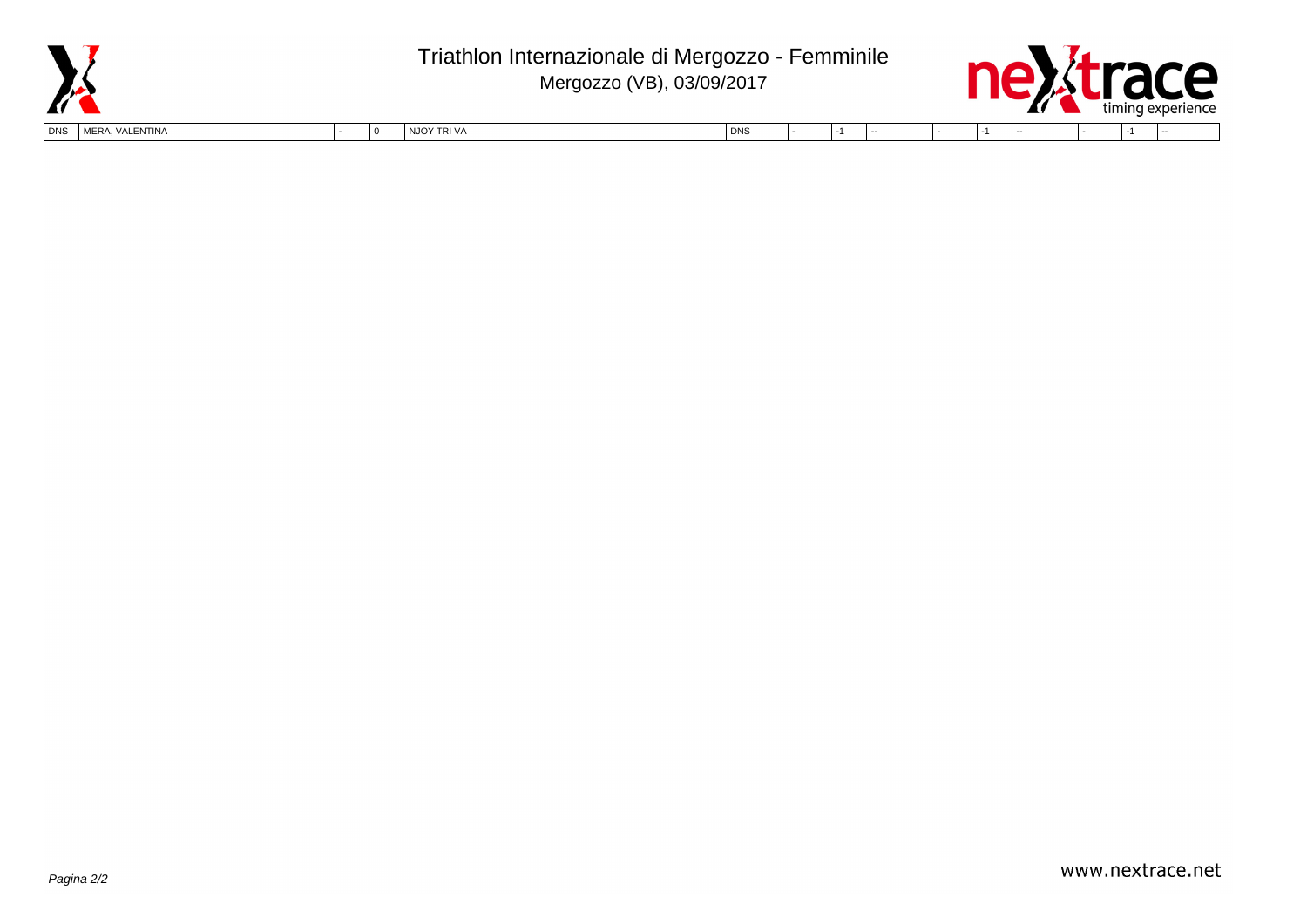# Triathlon Internazionale di Mergozzo - Femminile

Mergozzo (VB), 03/09/2017

| | | | | | | | | | | | | | | |
|---|---|---|---|---|---|---|---|---|---|---|---|---|---|---|
| DNS | MERA, VALENTINA | - | 0 | NJOY TRI VA | DNS | - | -1 | -- | - | -1 | -- | - | -1 | -- |

www.nextrace.net